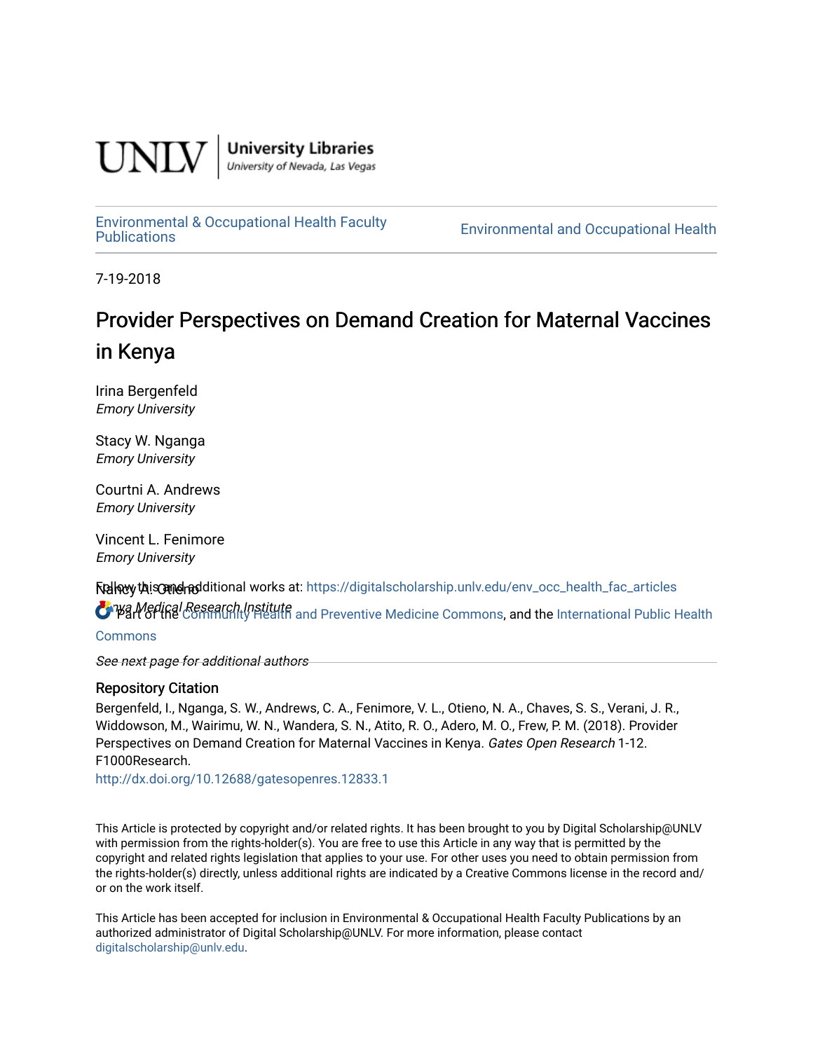UNLV | University Libraries
University of Nevada, Las Vegas

Environmental & Occupational Health Faculty Publications | Environmental and Occupational Health

7-19-2018

# Provider Perspectives on Demand Creation for Maternal Vaccines in Kenya

Irina Bergenfeld
*Emory University*

Stacy W. Nganga
*Emory University*

Courtni A. Andrews
*Emory University*

Vincent L. Fenimore
*Emory University*

Nancy A. Otieno
*Kenya Medical Research Institute*

*See next page for additional authors*

Follow this and additional works at: https://digitalscholarship.unlv.edu/env_occ_health_fac_articles

Part of the Community Health and Preventive Medicine Commons, and the International Public Health Commons

## Repository Citation

Bergenfeld, I., Nganga, S. W., Andrews, C. A., Fenimore, V. L., Otieno, N. A., Chaves, S. S., Verani, J. R., Widdowson, M., Wairimu, W. N., Wandera, S. N., Atito, R. O., Adero, M. O., Frew, P. M. (2018). Provider Perspectives on Demand Creation for Maternal Vaccines in Kenya. *Gates Open Research* 1-12. F1000Research.
http://dx.doi.org/10.12688/gatesopenres.12833.1

This Article is protected by copyright and/or related rights. It has been brought to you by Digital Scholarship@UNLV with permission from the rights-holder(s). You are free to use this Article in any way that is permitted by the copyright and related rights legislation that applies to your use. For other uses you need to obtain permission from the rights-holder(s) directly, unless additional rights are indicated by a Creative Commons license in the record and/or on the work itself.

This Article has been accepted for inclusion in Environmental & Occupational Health Faculty Publications by an authorized administrator of Digital Scholarship@UNLV. For more information, please contact digitalscholarship@unlv.edu.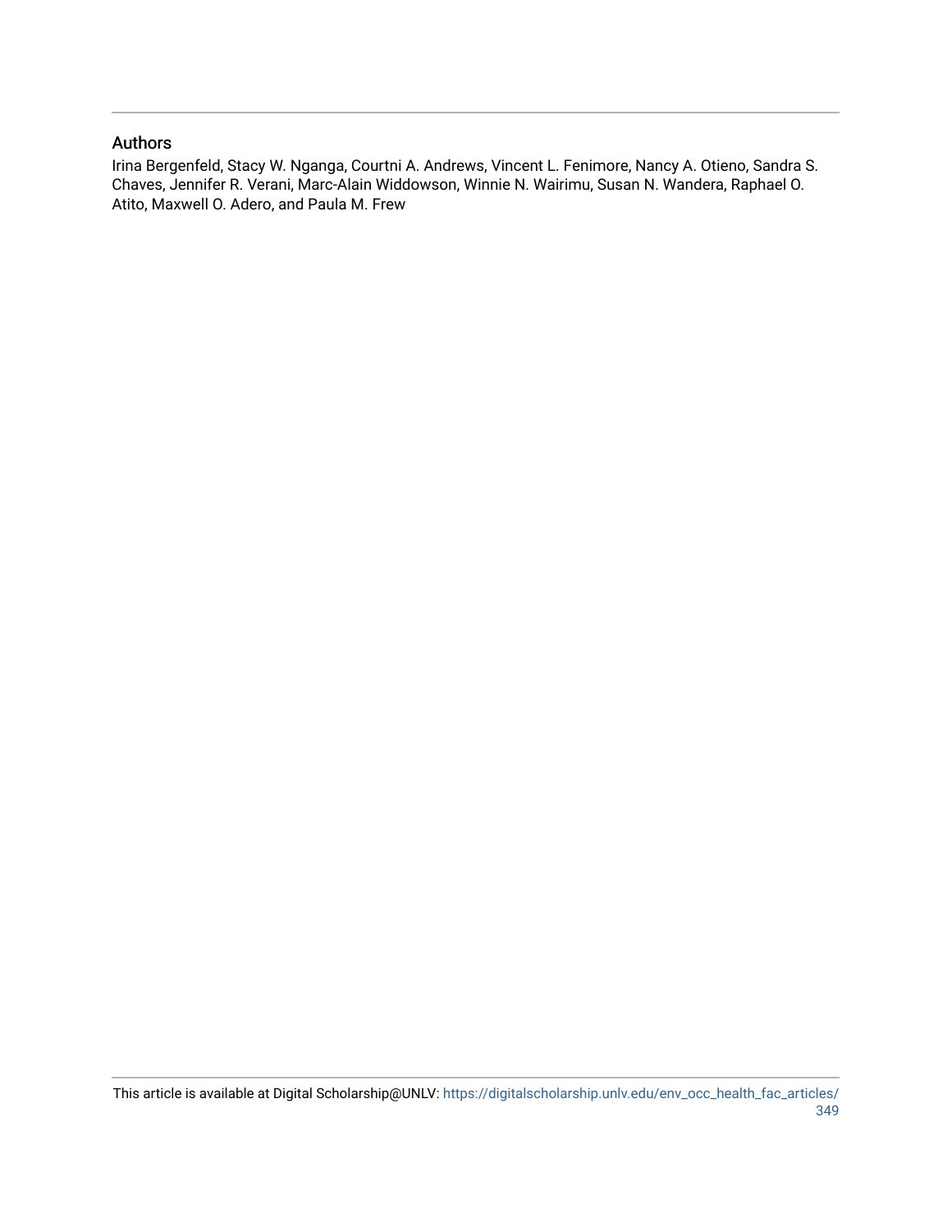## Authors

Irina Bergenfeld, Stacy W. Nganga, Courtni A. Andrews, Vincent L. Fenimore, Nancy A. Otieno, Sandra S. Chaves, Jennifer R. Verani, Marc-Alain Widdowson, Winnie N. Wairimu, Susan N. Wandera, Raphael O. Atito, Maxwell O. Adero, and Paula M. Frew

This article is available at Digital Scholarship@UNLV: https://digitalscholarship.unlv.edu/env_occ_health_fac_articles/349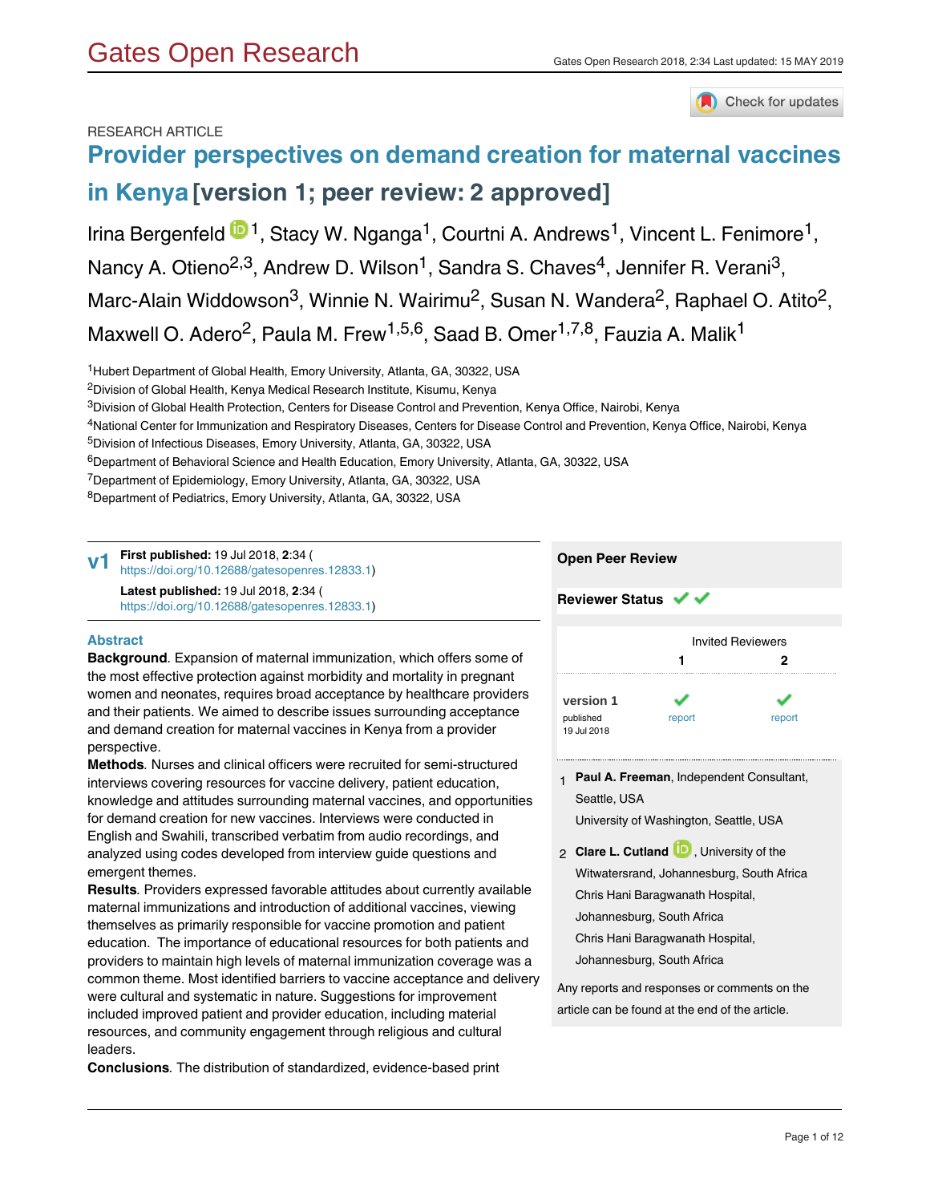RESEARCH ARTICLE

# Provider perspectives on demand creation for maternal vaccines in Kenya [version 1; peer review: 2 approved]

Irina Bergenfeld[1], Stacy W. Nganga[1], Courtni A. Andrews[1], Vincent L. Fenimore[1], Nancy A. Otieno[2,3], Andrew D. Wilson[1], Sandra S. Chaves[4], Jennifer R. Verani[3], Marc-Alain Widdowson[3], Winnie N. Wairimu[2], Susan N. Wandera[2], Raphael O. Atito[2], Maxwell O. Adero[2], Paula M. Frew[1,5,6], Saad B. Omer[1,7,8], Fauzia A. Malik[1]

[1]Hubert Department of Global Health, Emory University, Atlanta, GA, 30322, USA
[2]Division of Global Health, Kenya Medical Research Institute, Kisumu, Kenya
[3]Division of Global Health Protection, Centers for Disease Control and Prevention, Kenya Office, Nairobi, Kenya
[4]National Center for Immunization and Respiratory Diseases, Centers for Disease Control and Prevention, Kenya Office, Nairobi, Kenya
[5]Division of Infectious Diseases, Emory University, Atlanta, GA, 30322, USA
[6]Department of Behavioral Science and Health Education, Emory University, Atlanta, GA, 30322, USA
[7]Department of Epidemiology, Emory University, Atlanta, GA, 30322, USA
[8]Department of Pediatrics, Emory University, Atlanta, GA, 30322, USA

**v1** **First published:** 19 Jul 2018, **2**:34 (https://doi.org/10.12688/gatesopenres.12833.1)
**Latest published:** 19 Jul 2018, **2**:34 (https://doi.org/10.12688/gatesopenres.12833.1)

## Abstract

**Background**. Expansion of maternal immunization, which offers some of the most effective protection against morbidity and mortality in pregnant women and neonates, requires broad acceptance by healthcare providers and their patients. We aimed to describe issues surrounding acceptance and demand creation for maternal vaccines in Kenya from a provider perspective.

**Methods**. Nurses and clinical officers were recruited for semi-structured interviews covering resources for vaccine delivery, patient education, knowledge and attitudes surrounding maternal vaccines, and opportunities for demand creation for new vaccines. Interviews were conducted in English and Swahili, transcribed verbatim from audio recordings, and analyzed using codes developed from interview guide questions and emergent themes.

**Results**. Providers expressed favorable attitudes about currently available maternal immunizations and introduction of additional vaccines, viewing themselves as primarily responsible for vaccine promotion and patient education. The importance of educational resources for both patients and providers to maintain high levels of maternal immunization coverage was a common theme. Most identified barriers to vaccine acceptance and delivery were cultural and systematic in nature. Suggestions for improvement included improved patient and provider education, including material resources, and community engagement through religious and cultural leaders.

**Conclusions**. The distribution of standardized, evidence-based print

## Open Peer Review

**Reviewer Status** ✔ ✔

| | Invited Reviewers 1 | Invited Reviewers 2 |
|---|---|---|
| **version 1** published 19 Jul 2018 | ✔ report | ✔ report |

1 **Paul A. Freeman**, Independent Consultant, Seattle, USA
University of Washington, Seattle, USA

2 **Clare L. Cutland**, University of the Witwatersrand, Johannesburg, South Africa
Chris Hani Baragwanath Hospital, Johannesburg, South Africa
Chris Hani Baragwanath Hospital, Johannesburg, South Africa

Any reports and responses or comments on the article can be found at the end of the article.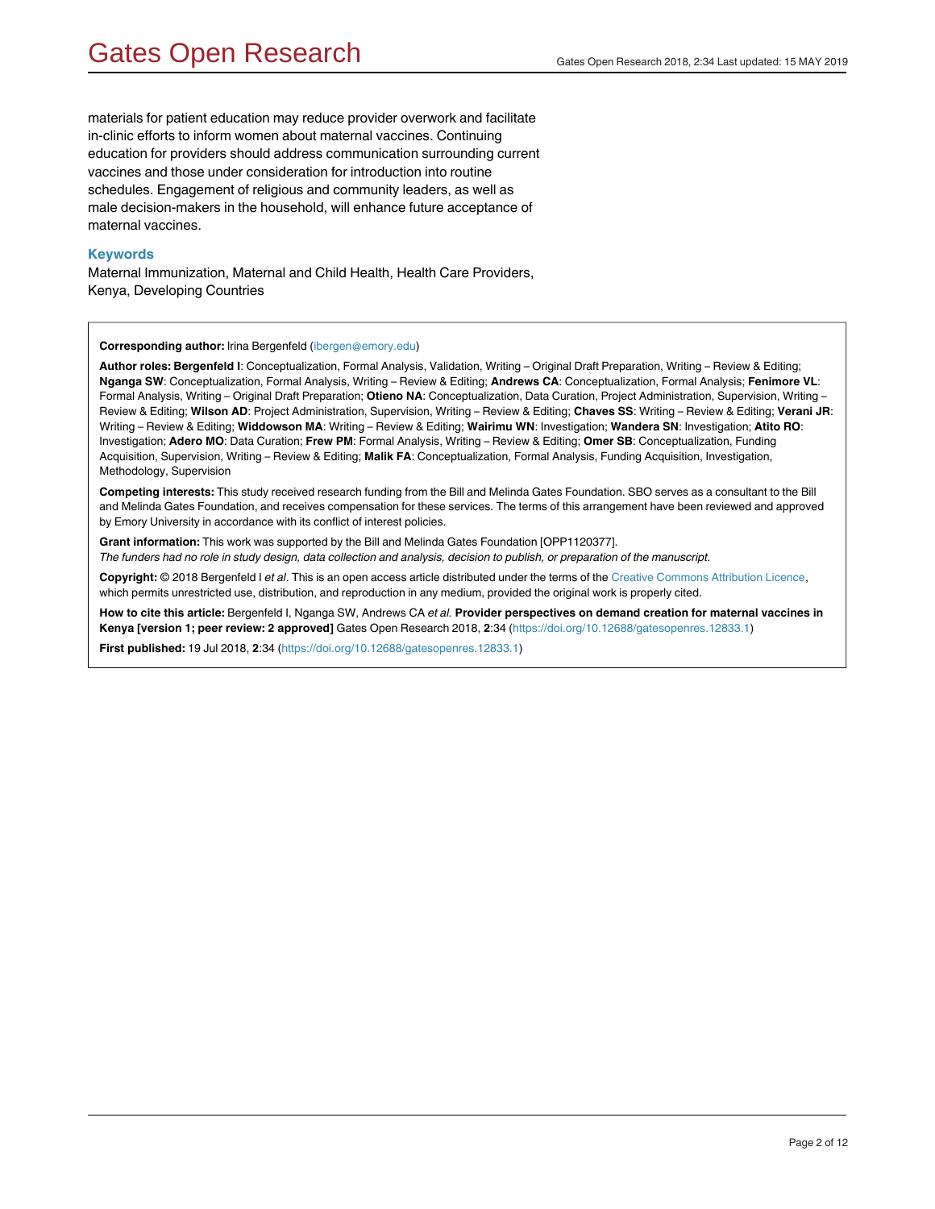materials for patient education may reduce provider overwork and facilitate in-clinic efforts to inform women about maternal vaccines. Continuing education for providers should address communication surrounding current vaccines and those under consideration for introduction into routine schedules. Engagement of religious and community leaders, as well as male decision-makers in the household, will enhance future acceptance of maternal vaccines.

### Keywords

Maternal Immunization, Maternal and Child Health, Health Care Providers, Kenya, Developing Countries

**Corresponding author:** Irina Bergenfeld (ibergen@emory.edu)

**Author roles: Bergenfeld I**: Conceptualization, Formal Analysis, Validation, Writing – Original Draft Preparation, Writing – Review & Editing; **Nganga SW**: Conceptualization, Formal Analysis, Writing – Review & Editing; **Andrews CA**: Conceptualization, Formal Analysis; **Fenimore VL**: Formal Analysis, Writing – Original Draft Preparation; **Otieno NA**: Conceptualization, Data Curation, Project Administration, Supervision, Writing – Review & Editing; **Wilson AD**: Project Administration, Supervision, Writing – Review & Editing; **Chaves SS**: Writing – Review & Editing; **Verani JR**: Writing – Review & Editing; **Widdowson MA**: Writing – Review & Editing; **Wairimu WN**: Investigation; **Wandera SN**: Investigation; **Atito RO**: Investigation; **Adero MO**: Data Curation; **Frew PM**: Formal Analysis, Writing – Review & Editing; **Omer SB**: Conceptualization, Funding Acquisition, Supervision, Writing – Review & Editing; **Malik FA**: Conceptualization, Formal Analysis, Funding Acquisition, Investigation, Methodology, Supervision

**Competing interests:** This study received research funding from the Bill and Melinda Gates Foundation. SBO serves as a consultant to the Bill and Melinda Gates Foundation, and receives compensation for these services. The terms of this arrangement have been reviewed and approved by Emory University in accordance with its conflict of interest policies.

**Grant information:** This work was supported by the Bill and Melinda Gates Foundation [OPP1120377].
*The funders had no role in study design, data collection and analysis, decision to publish, or preparation of the manuscript.*

**Copyright:** © 2018 Bergenfeld I *et al*. This is an open access article distributed under the terms of the Creative Commons Attribution Licence, which permits unrestricted use, distribution, and reproduction in any medium, provided the original work is properly cited.

**How to cite this article:** Bergenfeld I, Nganga SW, Andrews CA *et al.* **Provider perspectives on demand creation for maternal vaccines in Kenya [version 1; peer review: 2 approved]** Gates Open Research 2018, **2**:34 (https://doi.org/10.12688/gatesopenres.12833.1)

**First published:** 19 Jul 2018, **2**:34 (https://doi.org/10.12688/gatesopenres.12833.1)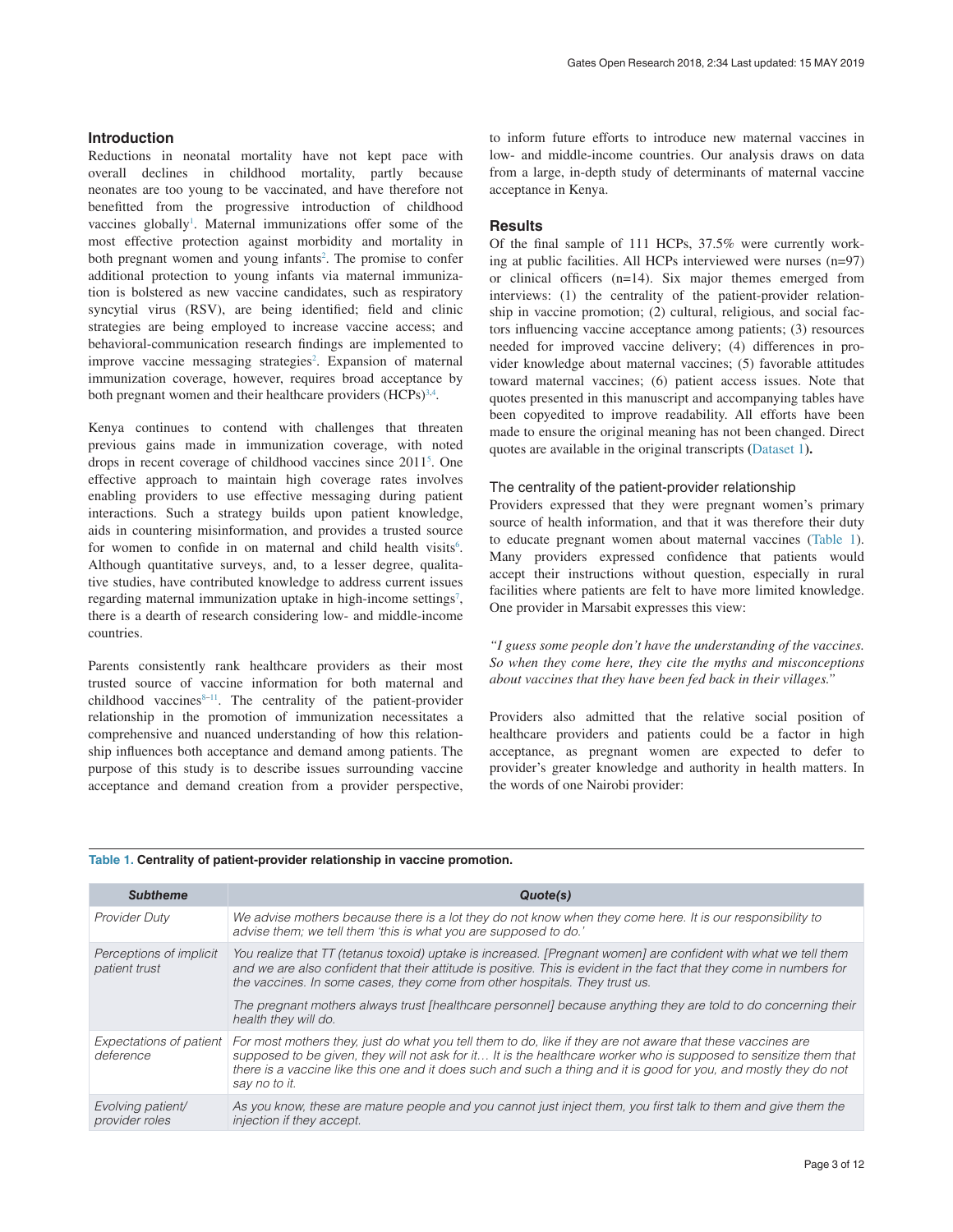## Introduction

Reductions in neonatal mortality have not kept pace with overall declines in childhood mortality, partly because neonates are too young to be vaccinated, and have therefore not benefitted from the progressive introduction of childhood vaccines globally[1]. Maternal immunizations offer some of the most effective protection against morbidity and mortality in both pregnant women and young infants[2]. The promise to confer additional protection to young infants via maternal immunization is bolstered as new vaccine candidates, such as respiratory syncytial virus (RSV), are being identified; field and clinic strategies are being employed to increase vaccine access; and behavioral-communication research findings are implemented to improve vaccine messaging strategies[2]. Expansion of maternal immunization coverage, however, requires broad acceptance by both pregnant women and their healthcare providers (HCPs)[3,4].

Kenya continues to contend with challenges that threaten previous gains made in immunization coverage, with noted drops in recent coverage of childhood vaccines since 2011[5]. One effective approach to maintain high coverage rates involves enabling providers to use effective messaging during patient interactions. Such a strategy builds upon patient knowledge, aids in countering misinformation, and provides a trusted source for women to confide in on maternal and child health visits[6]. Although quantitative surveys, and, to a lesser degree, qualitative studies, have contributed knowledge to address current issues regarding maternal immunization uptake in high-income settings[7], there is a dearth of research considering low- and middle-income countries.

Parents consistently rank healthcare providers as their most trusted source of vaccine information for both maternal and childhood vaccines[8–11]. The centrality of the patient-provider relationship in the promotion of immunization necessitates a comprehensive and nuanced understanding of how this relationship influences both acceptance and demand among patients. The purpose of this study is to describe issues surrounding vaccine acceptance and demand creation from a provider perspective, to inform future efforts to introduce new maternal vaccines in low- and middle-income countries. Our analysis draws on data from a large, in-depth study of determinants of maternal vaccine acceptance in Kenya.

## Results

Of the final sample of 111 HCPs, 37.5% were currently working at public facilities. All HCPs interviewed were nurses (n=97) or clinical officers (n=14). Six major themes emerged from interviews: (1) the centrality of the patient-provider relationship in vaccine promotion; (2) cultural, religious, and social factors influencing vaccine acceptance among patients; (3) resources needed for improved vaccine delivery; (4) differences in provider knowledge about maternal vaccines; (5) favorable attitudes toward maternal vaccines; (6) patient access issues. Note that quotes presented in this manuscript and accompanying tables have been copyedited to improve readability. All efforts have been made to ensure the original meaning has not been changed. Direct quotes are available in the original transcripts (Dataset 1**)**.

### The centrality of the patient-provider relationship

Providers expressed that they were pregnant women's primary source of health information, and that it was therefore their duty to educate pregnant women about maternal vaccines (Table 1). Many providers expressed confidence that patients would accept their instructions without question, especially in rural facilities where patients are felt to have more limited knowledge. One provider in Marsabit expresses this view:

*"I guess some people don't have the understanding of the vaccines. So when they come here, they cite the myths and misconceptions about vaccines that they have been fed back in their villages."*

Providers also admitted that the relative social position of healthcare providers and patients could be a factor in high acceptance, as pregnant women are expected to defer to provider's greater knowledge and authority in health matters. In the words of one Nairobi provider:

**Table 1. Centrality of patient-provider relationship in vaccine promotion.**

| *Subtheme* | *Quote(s)* |
|---|---|
| *Provider Duty* | *We advise mothers because there is a lot they do not know when they come here. It is our responsibility to advise them; we tell them 'this is what you are supposed to do.'* |
| *Perceptions of implicit patient trust* | *You realize that TT (tetanus toxoid) uptake is increased. [Pregnant women] are confident with what we tell them and we are also confident that their attitude is positive. This is evident in the fact that they come in numbers for the vaccines. In some cases, they come from other hospitals. They trust us.* <br><br> *The pregnant mothers always trust [healthcare personnel] because anything they are told to do concerning their health they will do.* |
| *Expectations of patient deference* | *For most mothers they, just do what you tell them to do, like if they are not aware that these vaccines are supposed to be given, they will not ask for it… It is the healthcare worker who is supposed to sensitize them that there is a vaccine like this one and it does such and such a thing and it is good for you, and mostly they do not say no to it.* |
| *Evolving patient/ provider roles* | *As you know, these are mature people and you cannot just inject them, you first talk to them and give them the injection if they accept.* |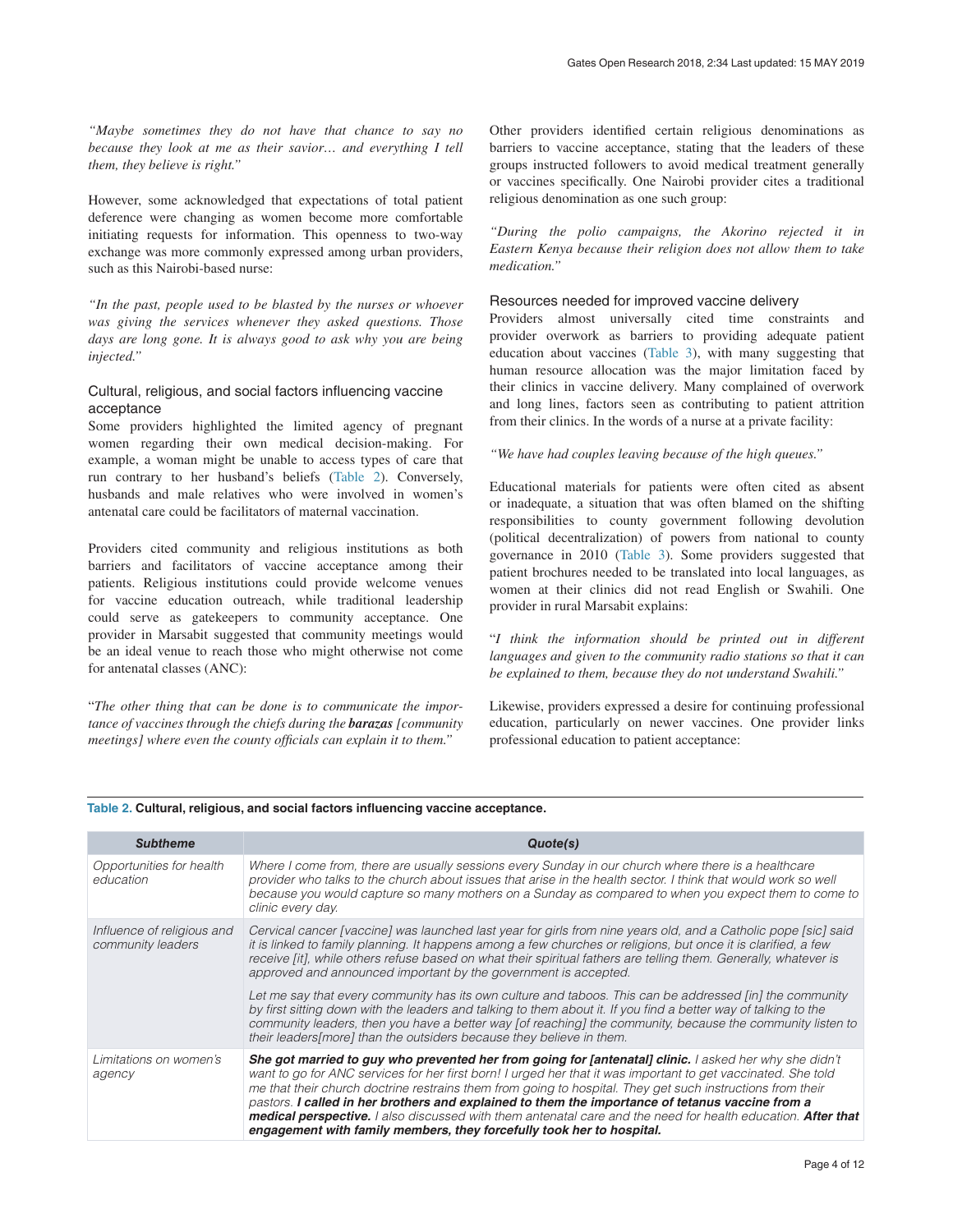*"Maybe sometimes they do not have that chance to say no because they look at me as their savior… and everything I tell them, they believe is right."*

However, some acknowledged that expectations of total patient deference were changing as women become more comfortable initiating requests for information. This openness to two-way exchange was more commonly expressed among urban providers, such as this Nairobi-based nurse:

*"In the past, people used to be blasted by the nurses or whoever was giving the services whenever they asked questions. Those days are long gone. It is always good to ask why you are being injected."*

### Cultural, religious, and social factors influencing vaccine acceptance

Some providers highlighted the limited agency of pregnant women regarding their own medical decision-making. For example, a woman might be unable to access types of care that run contrary to her husband's beliefs (Table 2). Conversely, husbands and male relatives who were involved in women's antenatal care could be facilitators of maternal vaccination.

Providers cited community and religious institutions as both barriers and facilitators of vaccine acceptance among their patients. Religious institutions could provide welcome venues for vaccine education outreach, while traditional leadership could serve as gatekeepers to community acceptance. One provider in Marsabit suggested that community meetings would be an ideal venue to reach those who might otherwise not come for antenatal classes (ANC):

"*The other thing that can be done is to communicate the importance of vaccines through the chiefs during the* ***barazas*** *[community meetings] where even the county officials can explain it to them."*

Other providers identified certain religious denominations as barriers to vaccine acceptance, stating that the leaders of these groups instructed followers to avoid medical treatment generally or vaccines specifically. One Nairobi provider cites a traditional religious denomination as one such group:

*"During the polio campaigns, the Akorino rejected it in Eastern Kenya because their religion does not allow them to take medication."*

### Resources needed for improved vaccine delivery

Providers almost universally cited time constraints and provider overwork as barriers to providing adequate patient education about vaccines (Table 3), with many suggesting that human resource allocation was the major limitation faced by their clinics in vaccine delivery. Many complained of overwork and long lines, factors seen as contributing to patient attrition from their clinics. In the words of a nurse at a private facility:

*"We have had couples leaving because of the high queues."*

Educational materials for patients were often cited as absent or inadequate, a situation that was often blamed on the shifting responsibilities to county government following devolution (political decentralization) of powers from national to county governance in 2010 (Table 3). Some providers suggested that patient brochures needed to be translated into local languages, as women at their clinics did not read English or Swahili. One provider in rural Marsabit explains:

"*I think the information should be printed out in different languages and given to the community radio stations so that it can be explained to them, because they do not understand Swahili."*

Likewise, providers expressed a desire for continuing professional education, particularly on newer vaccines. One provider links professional education to patient acceptance:

**Table 2. Cultural, religious, and social factors influencing vaccine acceptance.**

| *Subtheme* | *Quote(s)* |
|---|---|
| *Opportunities for health education* | *Where I come from, there are usually sessions every Sunday in our church where there is a healthcare provider who talks to the church about issues that arise in the health sector. I think that would work so well because you would capture so many mothers on a Sunday as compared to when you expect them to come to clinic every day.* |
| *Influence of religious and community leaders* | *Cervical cancer [vaccine] was launched last year for girls from nine years old, and a Catholic pope [sic] said it is linked to family planning. It happens among a few churches or religions, but once it is clarified, a few receive [it], while others refuse based on what their spiritual fathers are telling them. Generally, whatever is approved and announced important by the government is accepted.* |
| | *Let me say that every community has its own culture and taboos. This can be addressed [in] the community by first sitting down with the leaders and talking to them about it. If you find a better way of talking to the community leaders, then you have a better way [of reaching] the community, because the community listen to their leaders[more] than the outsiders because they believe in them.* |
| *Limitations on women's agency* | ***She got married to guy who prevented her from going for [antenatal] clinic.*** *I asked her why she didn't want to go for ANC services for her first born! I urged her that it was important to get vaccinated. She told me that their church doctrine restrains them from going to hospital. They get such instructions from their pastors.* ***I called in her brothers and explained to them the importance of tetanus vaccine from a medical perspective.*** *I also discussed with them antenatal care and the need for health education.* ***After that engagement with family members, they forcefully took her to hospital.*** |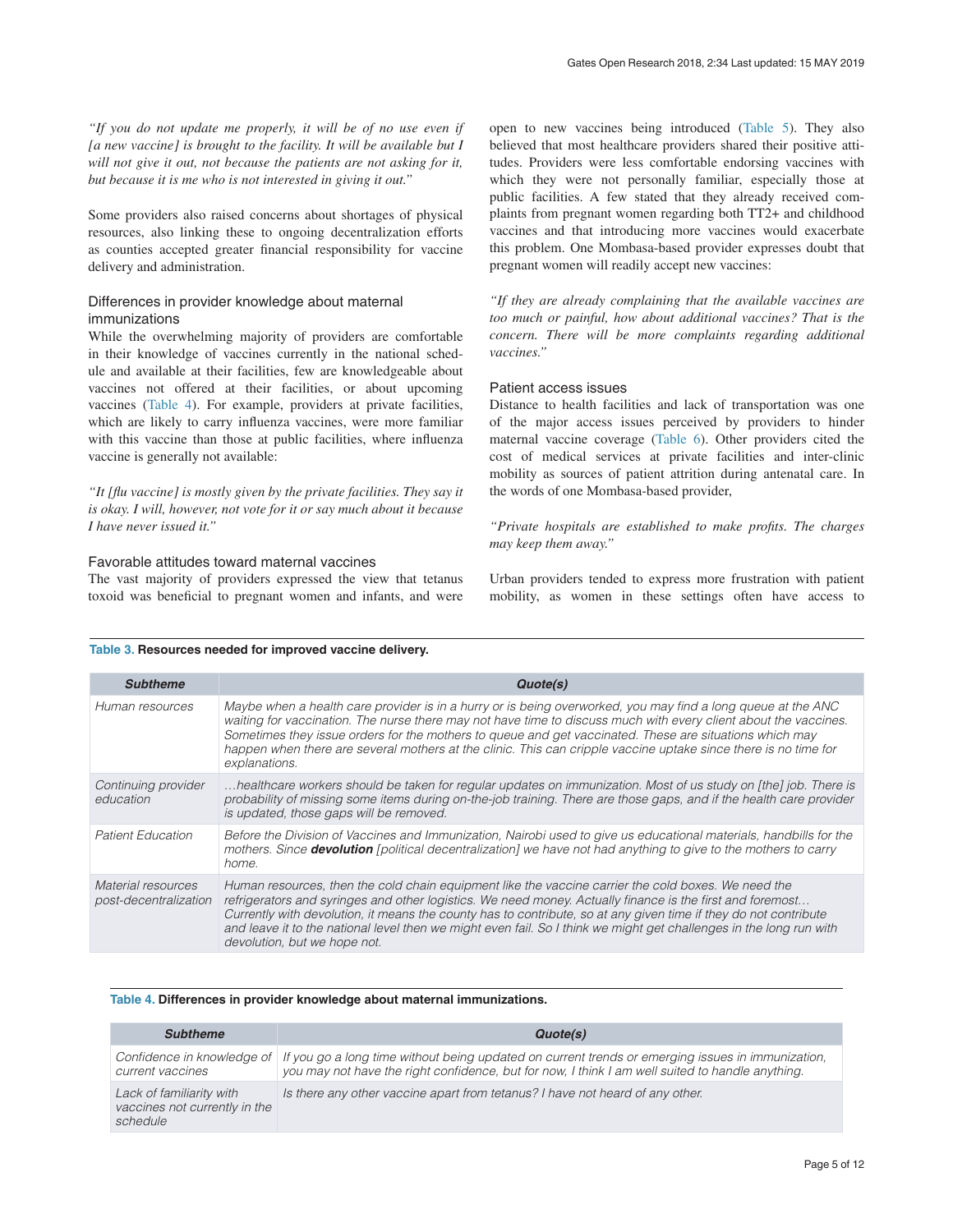*"If you do not update me properly, it will be of no use even if [a new vaccine] is brought to the facility. It will be available but I will not give it out, not because the patients are not asking for it, but because it is me who is not interested in giving it out."*

Some providers also raised concerns about shortages of physical resources, also linking these to ongoing decentralization efforts as counties accepted greater financial responsibility for vaccine delivery and administration.

### Differences in provider knowledge about maternal immunizations

While the overwhelming majority of providers are comfortable in their knowledge of vaccines currently in the national schedule and available at their facilities, few are knowledgeable about vaccines not offered at their facilities, or about upcoming vaccines (Table 4). For example, providers at private facilities, which are likely to carry influenza vaccines, were more familiar with this vaccine than those at public facilities, where influenza vaccine is generally not available:

*"It [flu vaccine] is mostly given by the private facilities. They say it is okay. I will, however, not vote for it or say much about it because I have never issued it."*

### Favorable attitudes toward maternal vaccines

The vast majority of providers expressed the view that tetanus toxoid was beneficial to pregnant women and infants, and were open to new vaccines being introduced (Table 5). They also believed that most healthcare providers shared their positive attitudes. Providers were less comfortable endorsing vaccines with which they were not personally familiar, especially those at public facilities. A few stated that they already received complaints from pregnant women regarding both TT2+ and childhood vaccines and that introducing more vaccines would exacerbate this problem. One Mombasa-based provider expresses doubt that pregnant women will readily accept new vaccines:

*"If they are already complaining that the available vaccines are too much or painful, how about additional vaccines? That is the concern. There will be more complaints regarding additional vaccines."*

### Patient access issues

Distance to health facilities and lack of transportation was one of the major access issues perceived by providers to hinder maternal vaccine coverage (Table 6). Other providers cited the cost of medical services at private facilities and inter-clinic mobility as sources of patient attrition during antenatal care. In the words of one Mombasa-based provider,

*"Private hospitals are established to make profits. The charges may keep them away."*

Urban providers tended to express more frustration with patient mobility, as women in these settings often have access to

**Table 3. Resources needed for improved vaccine delivery.**

| *Subtheme* | *Quote(s)* |
|---|---|
| *Human resources* | *Maybe when a health care provider is in a hurry or is being overworked, you may find a long queue at the ANC waiting for vaccination. The nurse there may not have time to discuss much with every client about the vaccines. Sometimes they issue orders for the mothers to queue and get vaccinated. These are situations which may happen when there are several mothers at the clinic. This can cripple vaccine uptake since there is no time for explanations.* |
| *Continuing provider education* | *…healthcare workers should be taken for regular updates on immunization. Most of us study on [the] job. There is probability of missing some items during on-the-job training. There are those gaps, and if the health care provider is updated, those gaps will be removed.* |
| *Patient Education* | *Before the Division of Vaccines and Immunization, Nairobi used to give us educational materials, handbills for the mothers. Since **devolution** [political decentralization] we have not had anything to give to the mothers to carry home.* |
| *Material resources post-decentralization* | *Human resources, then the cold chain equipment like the vaccine carrier the cold boxes. We need the refrigerators and syringes and other logistics. We need money. Actually finance is the first and foremost… Currently with devolution, it means the county has to contribute, so at any given time if they do not contribute and leave it to the national level then we might even fail. So I think we might get challenges in the long run with devolution, but we hope not.* |

**Table 4. Differences in provider knowledge about maternal immunizations.**

| *Subtheme* | *Quote(s)* |
|---|---|
| *Confidence in knowledge of current vaccines* | *If you go a long time without being updated on current trends or emerging issues in immunization, you may not have the right confidence, but for now, I think I am well suited to handle anything.* |
| *Lack of familiarity with vaccines not currently in the schedule* | *Is there any other vaccine apart from tetanus? I have not heard of any other.* |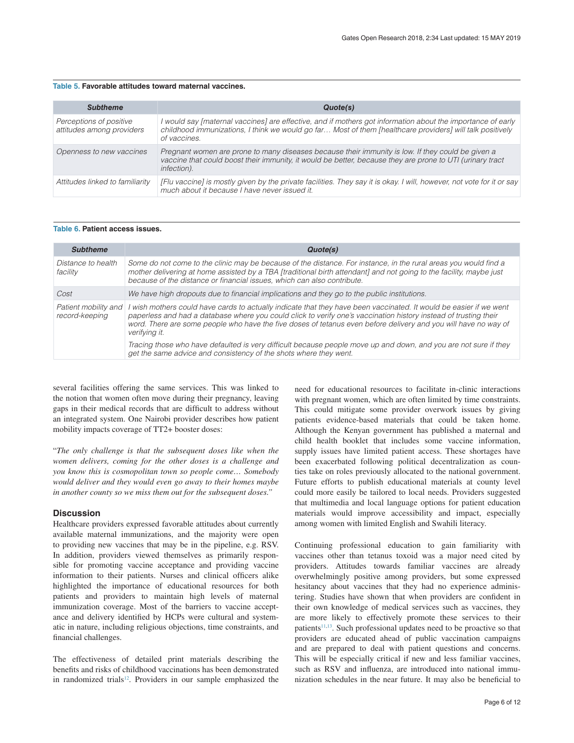**Table 5. Favorable attitudes toward maternal vaccines.**

| *Subtheme* | *Quote(s)* |
|---|---|
| *Perceptions of positive attitudes among providers* | *I would say [maternal vaccines] are effective, and if mothers got information about the importance of early childhood immunizations, I think we would go far… Most of them [healthcare providers] will talk positively of vaccines.* |
| *Openness to new vaccines* | *Pregnant women are prone to many diseases because their immunity is low. If they could be given a vaccine that could boost their immunity, it would be better, because they are prone to UTI (urinary tract infection).* |
| *Attitudes linked to familiarity* | *[Flu vaccine] is mostly given by the private facilities. They say it is okay. I will, however, not vote for it or say much about it because I have never issued it.* |

**Table 6. Patient access issues.**

| *Subtheme* | *Quote(s)* |
|---|---|
| *Distance to health facility* | *Some do not come to the clinic may be because of the distance. For instance, in the rural areas you would find a mother delivering at home assisted by a TBA [traditional birth attendant] and not going to the facility, maybe just because of the distance or financial issues, which can also contribute.* |
| *Cost* | *We have high dropouts due to financial implications and they go to the public institutions.* |
| *Patient mobility and record-keeping* | *I wish mothers could have cards to actually indicate that they have been vaccinated. It would be easier if we went paperless and had a database where you could click to verify one's vaccination history instead of trusting their word. There are some people who have the five doses of tetanus even before delivery and you will have no way of verifying it.* <br> *Tracing those who have defaulted is very difficult because people move up and down, and you are not sure if they get the same advice and consistency of the shots where they went.* |

several facilities offering the same services. This was linked to the notion that women often move during their pregnancy, leaving gaps in their medical records that are difficult to address without an integrated system. One Nairobi provider describes how patient mobility impacts coverage of TT2+ booster doses:

"*The only challenge is that the subsequent doses like when the women delivers, coming for the other doses is a challenge and you know this is cosmopolitan town so people come… Somebody would deliver and they would even go away to their homes maybe in another county so we miss them out for the subsequent doses.*"

## Discussion

Healthcare providers expressed favorable attitudes about currently available maternal immunizations, and the majority were open to providing new vaccines that may be in the pipeline, e.g. RSV. In addition, providers viewed themselves as primarily responsible for promoting vaccine acceptance and providing vaccine information to their patients. Nurses and clinical officers alike highlighted the importance of educational resources for both patients and providers to maintain high levels of maternal immunization coverage. Most of the barriers to vaccine acceptance and delivery identified by HCPs were cultural and systematic in nature, including religious objections, time constraints, and financial challenges.

The effectiveness of detailed print materials describing the benefits and risks of childhood vaccinations has been demonstrated in randomized trials[12]. Providers in our sample emphasized the need for educational resources to facilitate in-clinic interactions with pregnant women, which are often limited by time constraints. This could mitigate some provider overwork issues by giving patients evidence-based materials that could be taken home. Although the Kenyan government has published a maternal and child health booklet that includes some vaccine information, supply issues have limited patient access. These shortages have been exacerbated following political decentralization as counties take on roles previously allocated to the national government. Future efforts to publish educational materials at county level could more easily be tailored to local needs. Providers suggested that multimedia and local language options for patient education materials would improve accessibility and impact, especially among women with limited English and Swahili literacy.

Continuing professional education to gain familiarity with vaccines other than tetanus toxoid was a major need cited by providers. Attitudes towards familiar vaccines are already overwhelmingly positive among providers, but some expressed hesitancy about vaccines that they had no experience administering. Studies have shown that when providers are confident in their own knowledge of medical services such as vaccines, they are more likely to effectively promote these services to their patients[11,13]. Such professional updates need to be proactive so that providers are educated ahead of public vaccination campaigns and are prepared to deal with patient questions and concerns. This will be especially critical if new and less familiar vaccines, such as RSV and influenza, are introduced into national immunization schedules in the near future. It may also be beneficial to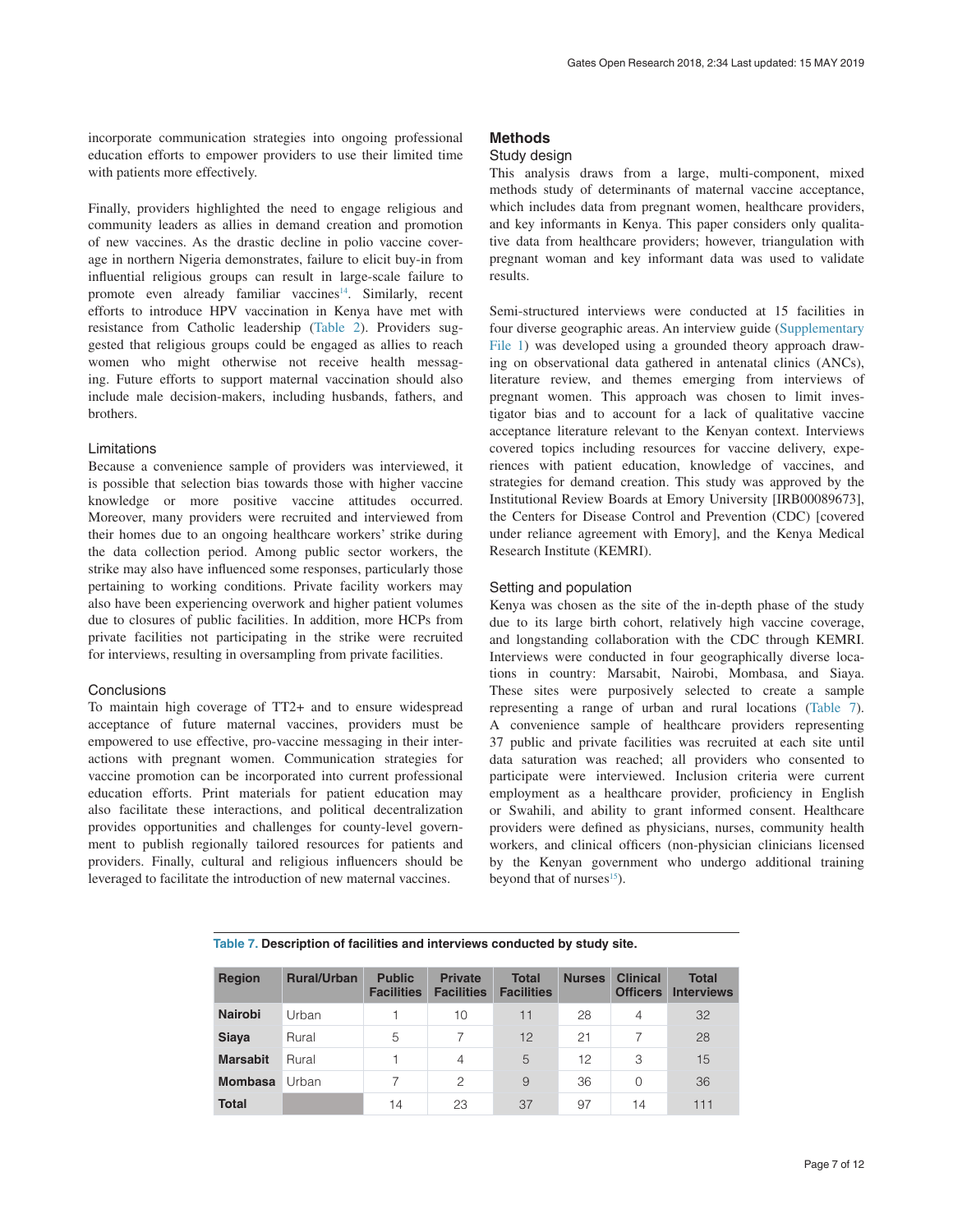incorporate communication strategies into ongoing professional education efforts to empower providers to use their limited time with patients more effectively.

Finally, providers highlighted the need to engage religious and community leaders as allies in demand creation and promotion of new vaccines. As the drastic decline in polio vaccine coverage in northern Nigeria demonstrates, failure to elicit buy-in from influential religious groups can result in large-scale failure to promote even already familiar vaccines[14]. Similarly, recent efforts to introduce HPV vaccination in Kenya have met with resistance from Catholic leadership (Table 2). Providers suggested that religious groups could be engaged as allies to reach women who might otherwise not receive health messaging. Future efforts to support maternal vaccination should also include male decision-makers, including husbands, fathers, and brothers.

### Limitations

Because a convenience sample of providers was interviewed, it is possible that selection bias towards those with higher vaccine knowledge or more positive vaccine attitudes occurred. Moreover, many providers were recruited and interviewed from their homes due to an ongoing healthcare workers' strike during the data collection period. Among public sector workers, the strike may also have influenced some responses, particularly those pertaining to working conditions. Private facility workers may also have been experiencing overwork and higher patient volumes due to closures of public facilities. In addition, more HCPs from private facilities not participating in the strike were recruited for interviews, resulting in oversampling from private facilities.

### Conclusions

To maintain high coverage of TT2+ and to ensure widespread acceptance of future maternal vaccines, providers must be empowered to use effective, pro-vaccine messaging in their interactions with pregnant women. Communication strategies for vaccine promotion can be incorporated into current professional education efforts. Print materials for patient education may also facilitate these interactions, and political decentralization provides opportunities and challenges for county-level government to publish regionally tailored resources for patients and providers. Finally, cultural and religious influencers should be leveraged to facilitate the introduction of new maternal vaccines.

## Methods

### Study design

This analysis draws from a large, multi-component, mixed methods study of determinants of maternal vaccine acceptance, which includes data from pregnant women, healthcare providers, and key informants in Kenya. This paper considers only qualitative data from healthcare providers; however, triangulation with pregnant woman and key informant data was used to validate results.

Semi-structured interviews were conducted at 15 facilities in four diverse geographic areas. An interview guide (Supplementary File 1) was developed using a grounded theory approach drawing on observational data gathered in antenatal clinics (ANCs), literature review, and themes emerging from interviews of pregnant women. This approach was chosen to limit investigator bias and to account for a lack of qualitative vaccine acceptance literature relevant to the Kenyan context. Interviews covered topics including resources for vaccine delivery, experiences with patient education, knowledge of vaccines, and strategies for demand creation. This study was approved by the Institutional Review Boards at Emory University [IRB00089673], the Centers for Disease Control and Prevention (CDC) [covered under reliance agreement with Emory], and the Kenya Medical Research Institute (KEMRI).

### Setting and population

Kenya was chosen as the site of the in-depth phase of the study due to its large birth cohort, relatively high vaccine coverage, and longstanding collaboration with the CDC through KEMRI. Interviews were conducted in four geographically diverse locations in country: Marsabit, Nairobi, Mombasa, and Siaya. These sites were purposively selected to create a sample representing a range of urban and rural locations (Table 7). A convenience sample of healthcare providers representing 37 public and private facilities was recruited at each site until data saturation was reached; all providers who consented to participate were interviewed. Inclusion criteria were current employment as a healthcare provider, proficiency in English or Swahili, and ability to grant informed consent. Healthcare providers were defined as physicians, nurses, community health workers, and clinical officers (non-physician clinicians licensed by the Kenyan government who undergo additional training beyond that of nurses[15]).

**Table 7. Description of facilities and interviews conducted by study site.**

| Region | Rural/Urban | Public Facilities | Private Facilities | Total Facilities | Nurses | Clinical Officers | Total Interviews |
|---|---|---|---|---|---|---|---|
| **Nairobi** | Urban | 1 | 10 | 11 | 28 | 4 | 32 |
| **Siaya** | Rural | 5 | 7 | 12 | 21 | 7 | 28 |
| **Marsabit** | Rural | 1 | 4 | 5 | 12 | 3 | 15 |
| **Mombasa** | Urban | 7 | 2 | 9 | 36 | 0 | 36 |
| **Total** | | 14 | 23 | 37 | 97 | 14 | 111 |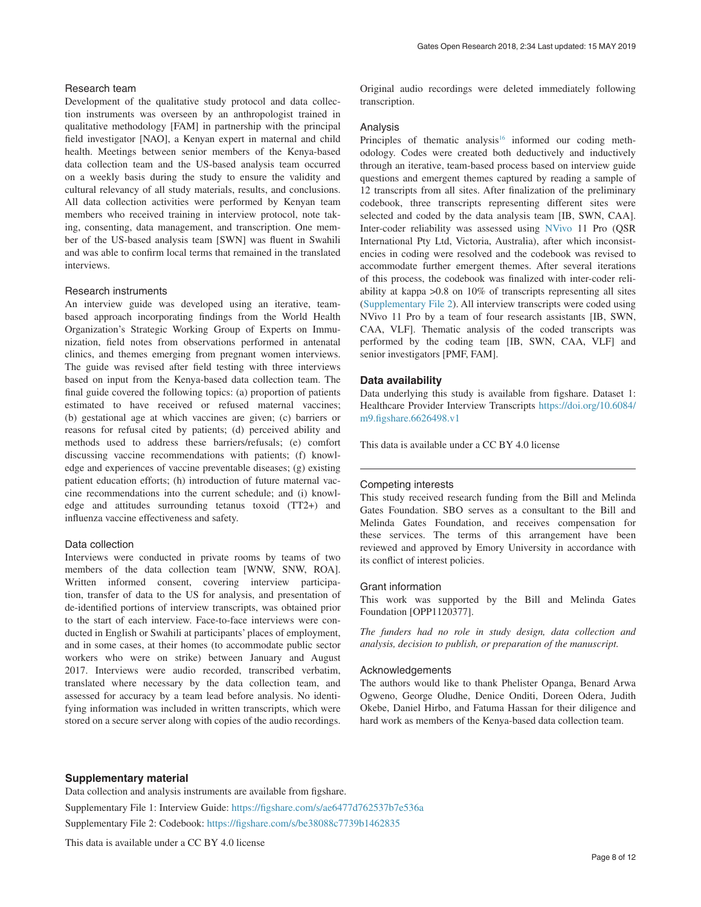### Research team

Development of the qualitative study protocol and data collection instruments was overseen by an anthropologist trained in qualitative methodology [FAM] in partnership with the principal field investigator [NAO], a Kenyan expert in maternal and child health. Meetings between senior members of the Kenya-based data collection team and the US-based analysis team occurred on a weekly basis during the study to ensure the validity and cultural relevancy of all study materials, results, and conclusions. All data collection activities were performed by Kenyan team members who received training in interview protocol, note taking, consenting, data management, and transcription. One member of the US-based analysis team [SWN] was fluent in Swahili and was able to confirm local terms that remained in the translated interviews.

### Research instruments

An interview guide was developed using an iterative, team-based approach incorporating findings from the World Health Organization's Strategic Working Group of Experts on Immunization, field notes from observations performed in antenatal clinics, and themes emerging from pregnant women interviews. The guide was revised after field testing with three interviews based on input from the Kenya-based data collection team. The final guide covered the following topics: (a) proportion of patients estimated to have received or refused maternal vaccines; (b) gestational age at which vaccines are given; (c) barriers or reasons for refusal cited by patients; (d) perceived ability and methods used to address these barriers/refusals; (e) comfort discussing vaccine recommendations with patients; (f) knowledge and experiences of vaccine preventable diseases; (g) existing patient education efforts; (h) introduction of future maternal vaccine recommendations into the current schedule; and (i) knowledge and attitudes surrounding tetanus toxoid (TT2+) and influenza vaccine effectiveness and safety.

### Data collection

Interviews were conducted in private rooms by teams of two members of the data collection team [WNW, SNW, ROA]. Written informed consent, covering interview participation, transfer of data to the US for analysis, and presentation of de-identified portions of interview transcripts, was obtained prior to the start of each interview. Face-to-face interviews were conducted in English or Swahili at participants' places of employment, and in some cases, at their homes (to accommodate public sector workers who were on strike) between January and August 2017. Interviews were audio recorded, transcribed verbatim, translated where necessary by the data collection team, and assessed for accuracy by a team lead before analysis. No identifying information was included in written transcripts, which were stored on a secure server along with copies of the audio recordings. Original audio recordings were deleted immediately following transcription.

### Analysis

Principles of thematic analysis[16] informed our coding methodology. Codes were created both deductively and inductively through an iterative, team-based process based on interview guide questions and emergent themes captured by reading a sample of 12 transcripts from all sites. After finalization of the preliminary codebook, three transcripts representing different sites were selected and coded by the data analysis team [IB, SWN, CAA]. Inter-coder reliability was assessed using NVivo 11 Pro (QSR International Pty Ltd, Victoria, Australia), after which inconsistencies in coding were resolved and the codebook was revised to accommodate further emergent themes. After several iterations of this process, the codebook was finalized with inter-coder reliability at kappa >0.8 on 10% of transcripts representing all sites (Supplementary File 2). All interview transcripts were coded using NVivo 11 Pro by a team of four research assistants [IB, SWN, CAA, VLF]. Thematic analysis of the coded transcripts was performed by the coding team [IB, SWN, CAA, VLF] and senior investigators [PMF, FAM].

## Data availability

Data underlying this study is available from figshare. Dataset 1: Healthcare Provider Interview Transcripts https://doi.org/10.6084/m9.figshare.6626498.v1

This data is available under a CC BY 4.0 license

---

### Competing interests

This study received research funding from the Bill and Melinda Gates Foundation. SBO serves as a consultant to the Bill and Melinda Gates Foundation, and receives compensation for these services. The terms of this arrangement have been reviewed and approved by Emory University in accordance with its conflict of interest policies.

### Grant information

This work was supported by the Bill and Melinda Gates Foundation [OPP1120377].

*The funders had no role in study design, data collection and analysis, decision to publish, or preparation of the manuscript.*

### Acknowledgements

The authors would like to thank Phelister Opanga, Benard Arwa Ogweno, George Oludhe, Denice Onditi, Doreen Odera, Judith Okebe, Daniel Hirbo, and Fatuma Hassan for their diligence and hard work as members of the Kenya-based data collection team.

## Supplementary material

Data collection and analysis instruments are available from figshare.

Supplementary File 1: Interview Guide: https://figshare.com/s/ae6477d762537b7e536a

Supplementary File 2: Codebook: https://figshare.com/s/be38088c7739b1462835

This data is available under a CC BY 4.0 license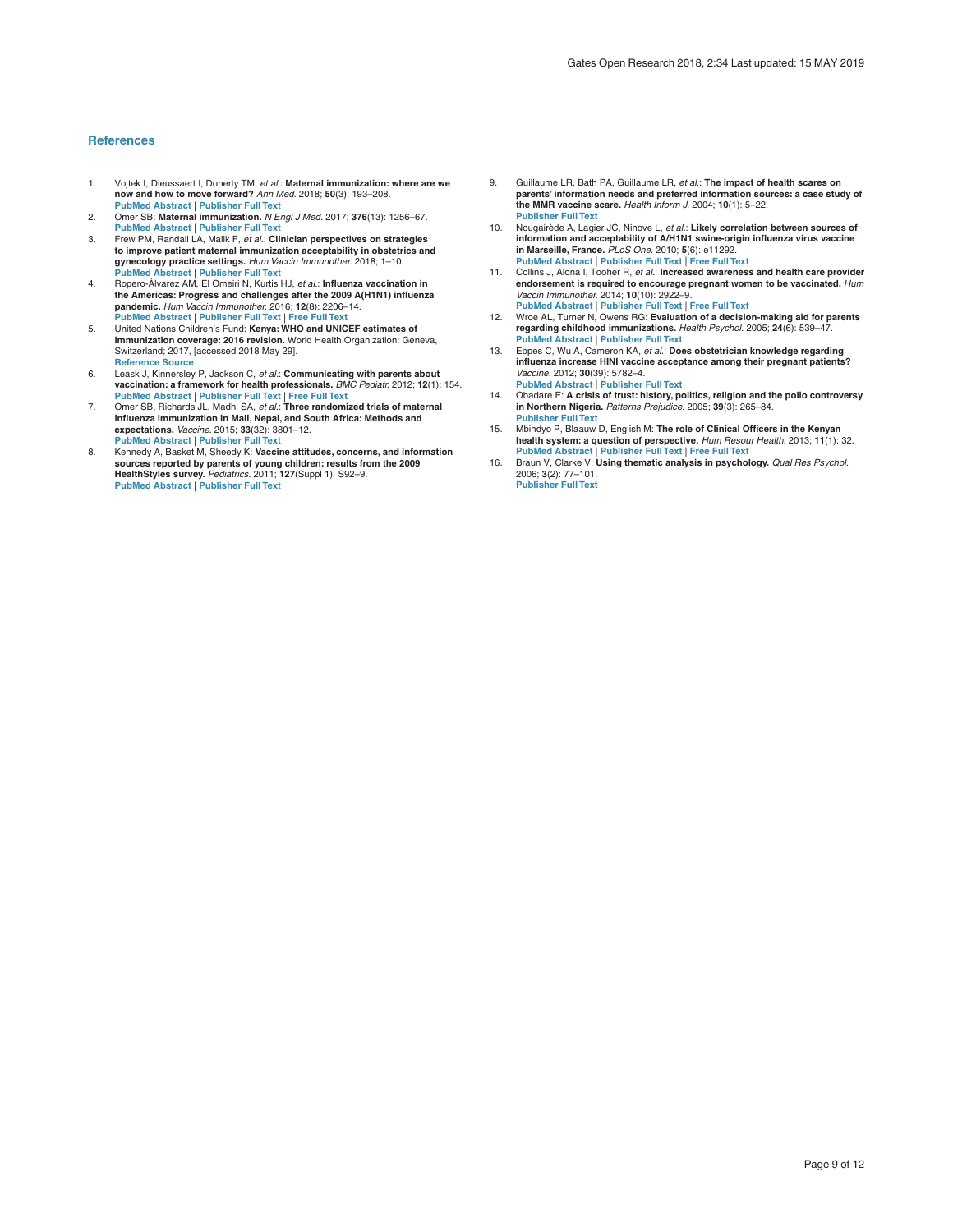## References

1. Vojtek I, Dieussaert I, Doherty TM, *et al.*: **Maternal immunization: where are we now and how to move forward?** *Ann Med.* 2018; **50**(3): 193–208.
   PubMed Abstract | Publisher Full Text
2. Omer SB: **Maternal immunization.** *N Engl J Med.* 2017; **376**(13): 1256–67.
   PubMed Abstract | Publisher Full Text
3. Frew PM, Randall LA, Malik F, *et al.*: **Clinician perspectives on strategies to improve patient maternal immunization acceptability in obstetrics and gynecology practice settings.** *Hum Vaccin Immunother.* 2018; 1–10.
   PubMed Abstract | Publisher Full Text
4. Ropero-Álvarez AM, El Omeiri N, Kurtis HJ, *et al.*: **Influenza vaccination in the Americas: Progress and challenges after the 2009 A(H1N1) influenza pandemic.** *Hum Vaccin Immunother.* 2016; **12**(8): 2206–14.
   PubMed Abstract | Publisher Full Text | Free Full Text
5. United Nations Children's Fund: **Kenya: WHO and UNICEF estimates of immunization coverage: 2016 revision.** World Health Organization: Geneva, Switzerland; 2017, [accessed 2018 May 29].
   Reference Source
6. Leask J, Kinnersley P, Jackson C, *et al.*: **Communicating with parents about vaccination: a framework for health professionals.** *BMC Pediatr.* 2012; **12**(1): 154.
   PubMed Abstract | Publisher Full Text | Free Full Text
7. Omer SB, Richards JL, Madhi SA, *et al.*: **Three randomized trials of maternal influenza immunization in Mali, Nepal, and South Africa: Methods and expectations.** *Vaccine.* 2015; **33**(32): 3801–12.
   PubMed Abstract | Publisher Full Text
8. Kennedy A, Basket M, Sheedy K: **Vaccine attitudes, concerns, and information sources reported by parents of young children: results from the 2009 HealthStyles survey.** *Pediatrics.* 2011; **127**(Suppl 1): S92–9.
   PubMed Abstract | Publisher Full Text
9. Guillaume LR, Bath PA, Guillaume LR, *et al.*: **The impact of health scares on parents' information needs and preferred information sources: a case study of the MMR vaccine scare.** *Health Inform J.* 2004; **10**(1): 5–22.
   Publisher Full Text
10. Nougairède A, Lagier JC, Ninove L, *et al.*: **Likely correlation between sources of information and acceptability of A/H1N1 swine-origin influenza virus vaccine in Marseille, France.** *PLoS One.* 2010; **5**(6): e11292.
    PubMed Abstract | Publisher Full Text | Free Full Text
11. Collins J, Alona I, Tooher R, *et al.*: **Increased awareness and health care provider endorsement is required to encourage pregnant women to be vaccinated.** *Hum Vaccin Immunother.* 2014; **10**(10): 2922–9.
    PubMed Abstract | Publisher Full Text | Free Full Text
12. Wroe AL, Turner N, Owens RG: **Evaluation of a decision-making aid for parents regarding childhood immunizations.** *Health Psychol.* 2005; **24**(6): 539–47.
    PubMed Abstract | Publisher Full Text
13. Eppes C, Wu A, Cameron KA, *et al.*: **Does obstetrician knowledge regarding influenza increase HINI vaccine acceptance among their pregnant patients?** *Vaccine.* 2012; **30**(39): 5782–4.
    PubMed Abstract | Publisher Full Text
14. Obadare E: **A crisis of trust: history, politics, religion and the polio controversy in Northern Nigeria.** *Patterns Prejudice.* 2005; **39**(3): 265–84.
    Publisher Full Text
15. Mbindyo P, Blaauw D, English M: **The role of Clinical Officers in the Kenyan health system: a question of perspective.** *Hum Resour Health.* 2013; **11**(1): 32.
    PubMed Abstract | Publisher Full Text | Free Full Text
16. Braun V, Clarke V: **Using thematic analysis in psychology.** *Qual Res Psychol.* 2006; **3**(2): 77–101.
    Publisher Full Text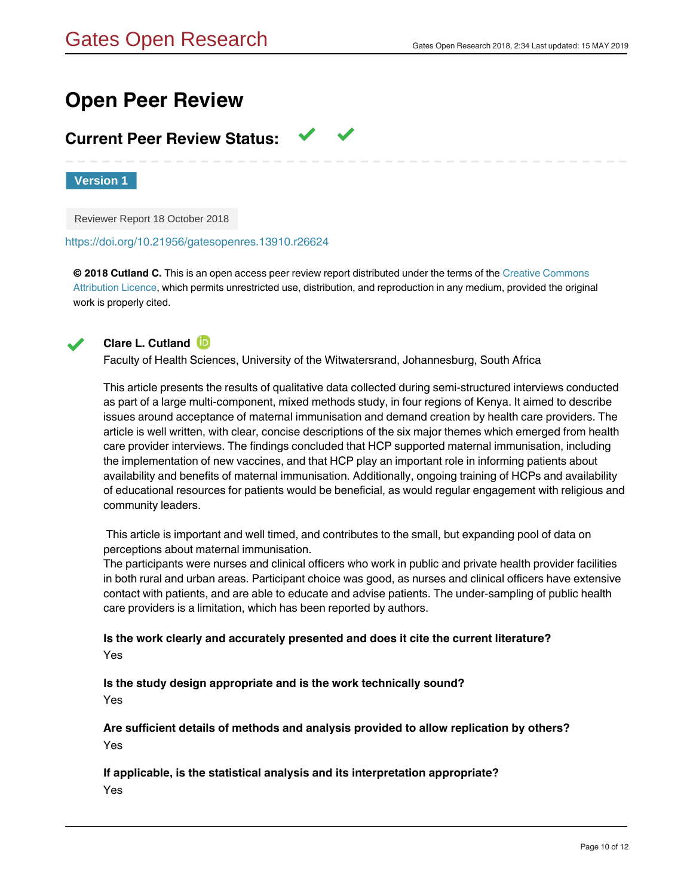# Open Peer Review

## Current Peer Review Status: ✓ ✓

**Version 1**

Reviewer Report 18 October 2018

https://doi.org/10.21956/gatesopenres.13910.r26624

**© 2018 Cutland C.** This is an open access peer review report distributed under the terms of the Creative Commons Attribution Licence, which permits unrestricted use, distribution, and reproduction in any medium, provided the original work is properly cited.

✓ **Clare L. Cutland**

Faculty of Health Sciences, University of the Witwatersrand, Johannesburg, South Africa

This article presents the results of qualitative data collected during semi-structured interviews conducted as part of a large multi-component, mixed methods study, in four regions of Kenya. It aimed to describe issues around acceptance of maternal immunisation and demand creation by health care providers. The article is well written, with clear, concise descriptions of the six major themes which emerged from health care provider interviews. The findings concluded that HCP supported maternal immunisation, including the implementation of new vaccines, and that HCP play an important role in informing patients about availability and benefits of maternal immunisation. Additionally, ongoing training of HCPs and availability of educational resources for patients would be beneficial, as would regular engagement with religious and community leaders.

This article is important and well timed, and contributes to the small, but expanding pool of data on perceptions about maternal immunisation.
The participants were nurses and clinical officers who work in public and private health provider facilities in both rural and urban areas. Participant choice was good, as nurses and clinical officers have extensive contact with patients, and are able to educate and advise patients. The under-sampling of public health care providers is a limitation, which has been reported by authors.

**Is the work clearly and accurately presented and does it cite the current literature?**
Yes

**Is the study design appropriate and is the work technically sound?**
Yes

**Are sufficient details of methods and analysis provided to allow replication by others?**
Yes

**If applicable, is the statistical analysis and its interpretation appropriate?**
Yes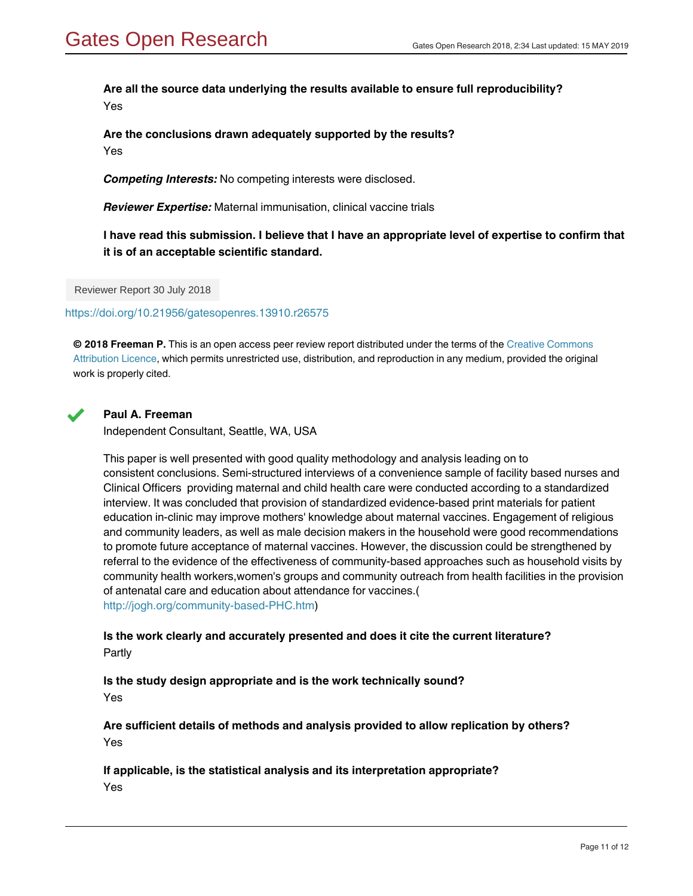**Are all the source data underlying the results available to ensure full reproducibility?**

Yes

**Are the conclusions drawn adequately supported by the results?**

Yes

***Competing Interests:*** No competing interests were disclosed.

***Reviewer Expertise:*** Maternal immunisation, clinical vaccine trials

**I have read this submission. I believe that I have an appropriate level of expertise to confirm that it is of an acceptable scientific standard.**

Reviewer Report 30 July 2018

https://doi.org/10.21956/gatesopenres.13910.r26575

**© 2018 Freeman P.** This is an open access peer review report distributed under the terms of the Creative Commons Attribution Licence, which permits unrestricted use, distribution, and reproduction in any medium, provided the original work is properly cited.

**Paul A. Freeman**

Independent Consultant, Seattle, WA, USA

This paper is well presented with good quality methodology and analysis leading on to consistent conclusions. Semi-structured interviews of a convenience sample of facility based nurses and Clinical Officers providing maternal and child health care were conducted according to a standardized interview. It was concluded that provision of standardized evidence-based print materials for patient education in-clinic may improve mothers' knowledge about maternal vaccines. Engagement of religious and community leaders, as well as male decision makers in the household were good recommendations to promote future acceptance of maternal vaccines. However, the discussion could be strengthened by referral to the evidence of the effectiveness of community-based approaches such as household visits by community health workers,women's groups and community outreach from health facilities in the provision of antenatal care and education about attendance for vaccines.( http://jogh.org/community-based-PHC.htm)

**Is the work clearly and accurately presented and does it cite the current literature?**

Partly

**Is the study design appropriate and is the work technically sound?**

Yes

**Are sufficient details of methods and analysis provided to allow replication by others?**

Yes

**If applicable, is the statistical analysis and its interpretation appropriate?**

Yes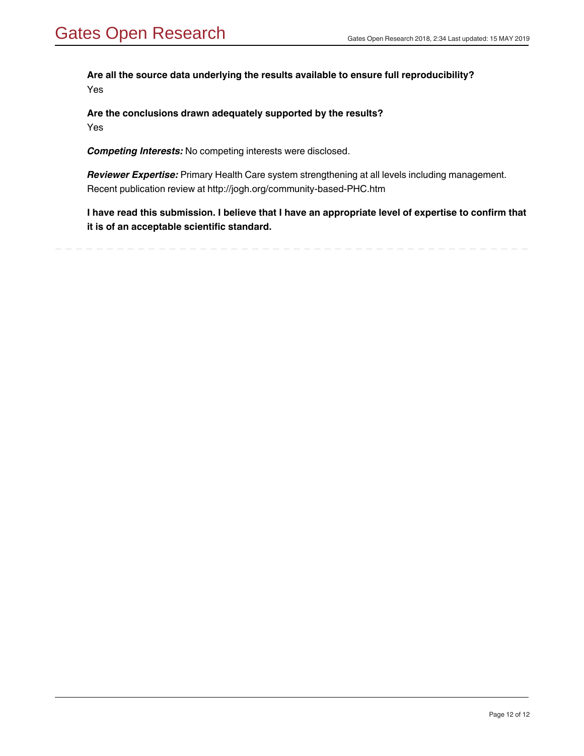**Are all the source data underlying the results available to ensure full reproducibility?**
Yes

**Are the conclusions drawn adequately supported by the results?**
Yes

***Competing Interests:*** No competing interests were disclosed.

***Reviewer Expertise:*** Primary Health Care system strengthening at all levels including management. Recent publication review at http://jogh.org/community-based-PHC.htm

**I have read this submission. I believe that I have an appropriate level of expertise to confirm that it is of an acceptable scientific standard.**